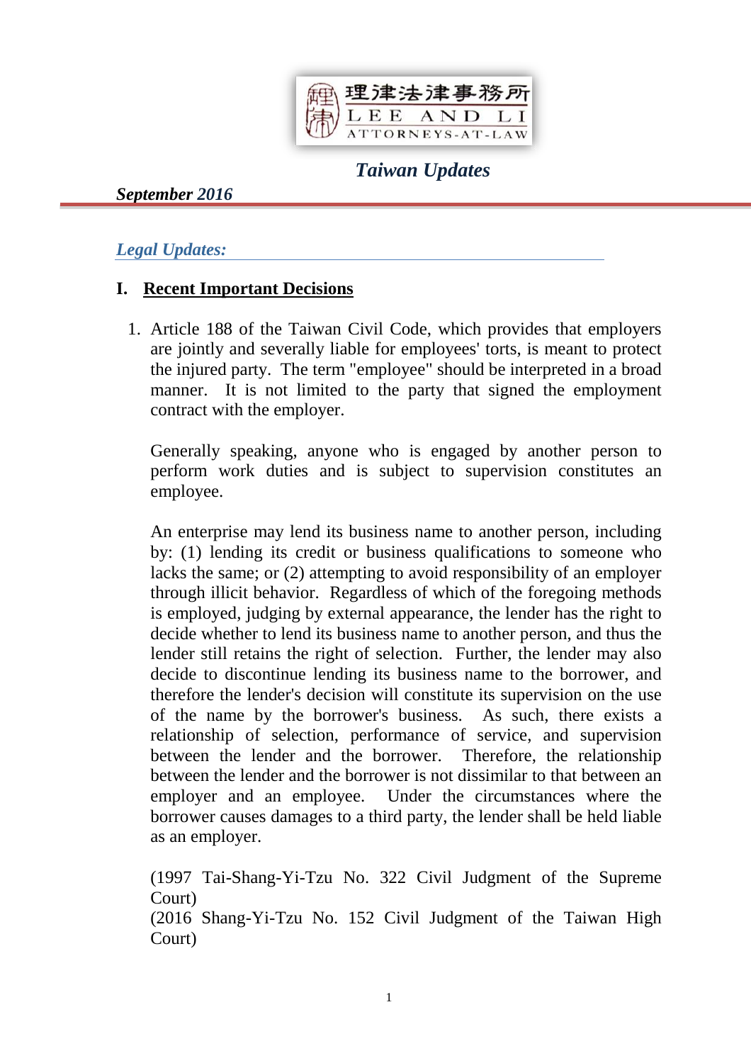理律法律事務所
LEE AND LI
ATTORNEYS-AT-LAW

# *Taiwan Updates*

***September 2016***

## *Legal Updates:*

### I. Recent Important Decisions

1. Article 188 of the Taiwan Civil Code, which provides that employers are jointly and severally liable for employees' torts, is meant to protect the injured party. The term "employee" should be interpreted in a broad manner. It is not limited to the party that signed the employment contract with the employer.

   Generally speaking, anyone who is engaged by another person to perform work duties and is subject to supervision constitutes an employee.

   An enterprise may lend its business name to another person, including by: (1) lending its credit or business qualifications to someone who lacks the same; or (2) attempting to avoid responsibility of an employer through illicit behavior. Regardless of which of the foregoing methods is employed, judging by external appearance, the lender has the right to decide whether to lend its business name to another person, and thus the lender still retains the right of selection. Further, the lender may also decide to discontinue lending its business name to the borrower, and therefore the lender's decision will constitute its supervision on the use of the name by the borrower's business. As such, there exists a relationship of selection, performance of service, and supervision between the lender and the borrower. Therefore, the relationship between the lender and the borrower is not dissimilar to that between an employer and an employee. Under the circumstances where the borrower causes damages to a third party, the lender shall be held liable as an employer.

   (1997 Tai-Shang-Yi-Tzu No. 322 Civil Judgment of the Supreme Court)
   (2016 Shang-Yi-Tzu No. 152 Civil Judgment of the Taiwan High Court)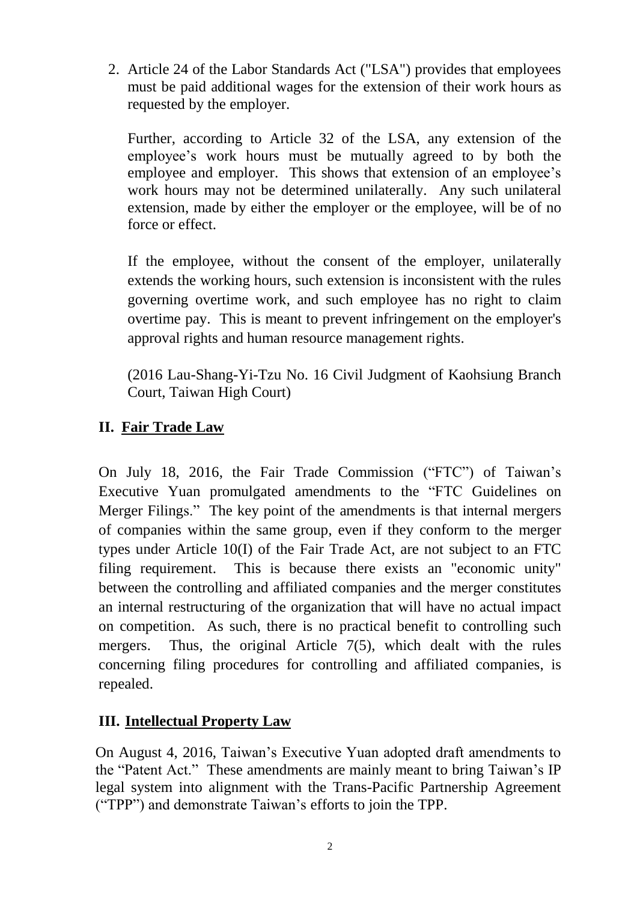2. Article 24 of the Labor Standards Act ("LSA") provides that employees must be paid additional wages for the extension of their work hours as requested by the employer.

   Further, according to Article 32 of the LSA, any extension of the employee's work hours must be mutually agreed to by both the employee and employer. This shows that extension of an employee's work hours may not be determined unilaterally. Any such unilateral extension, made by either the employer or the employee, will be of no force or effect.

   If the employee, without the consent of the employer, unilaterally extends the working hours, such extension is inconsistent with the rules governing overtime work, and such employee has no right to claim overtime pay. This is meant to prevent infringement on the employer's approval rights and human resource management rights.

   (2016 Lau-Shang-Yi-Tzu No. 16 Civil Judgment of Kaohsiung Branch Court, Taiwan High Court)

## II. <u>Fair Trade Law</u>

On July 18, 2016, the Fair Trade Commission ("FTC") of Taiwan's Executive Yuan promulgated amendments to the "FTC Guidelines on Merger Filings." The key point of the amendments is that internal mergers of companies within the same group, even if they conform to the merger types under Article 10(I) of the Fair Trade Act, are not subject to an FTC filing requirement. This is because there exists an "economic unity" between the controlling and affiliated companies and the merger constitutes an internal restructuring of the organization that will have no actual impact on competition. As such, there is no practical benefit to controlling such mergers. Thus, the original Article 7(5), which dealt with the rules concerning filing procedures for controlling and affiliated companies, is repealed.

## III. <u>Intellectual Property Law</u>

On August 4, 2016, Taiwan's Executive Yuan adopted draft amendments to the "Patent Act." These amendments are mainly meant to bring Taiwan's IP legal system into alignment with the Trans-Pacific Partnership Agreement ("TPP") and demonstrate Taiwan's efforts to join the TPP.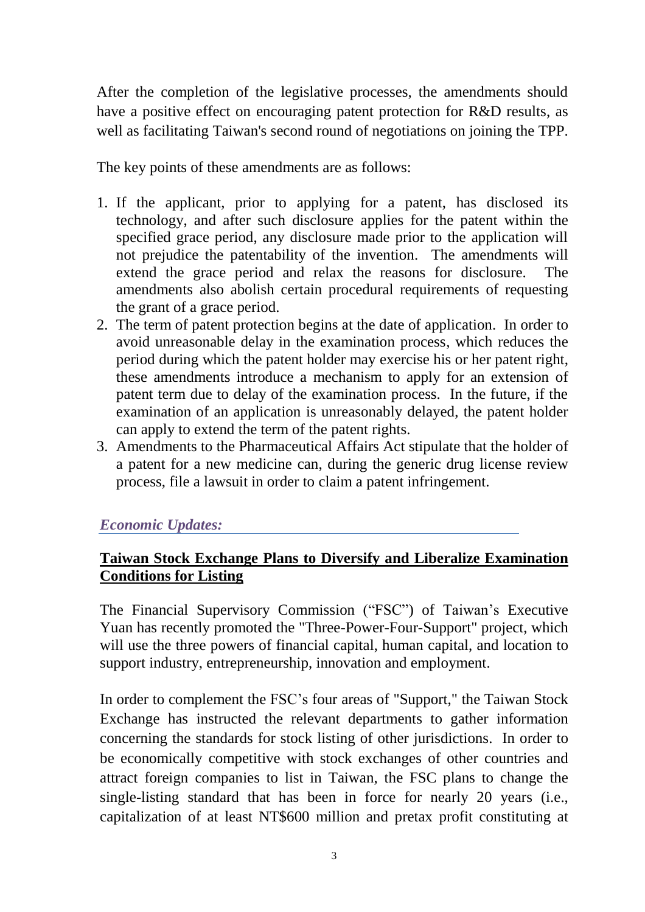After the completion of the legislative processes, the amendments should have a positive effect on encouraging patent protection for R&D results, as well as facilitating Taiwan's second round of negotiations on joining the TPP.

The key points of these amendments are as follows:

1. If the applicant, prior to applying for a patent, has disclosed its technology, and after such disclosure applies for the patent within the specified grace period, any disclosure made prior to the application will not prejudice the patentability of the invention. The amendments will extend the grace period and relax the reasons for disclosure. The amendments also abolish certain procedural requirements of requesting the grant of a grace period.
2. The term of patent protection begins at the date of application. In order to avoid unreasonable delay in the examination process, which reduces the period during which the patent holder may exercise his or her patent right, these amendments introduce a mechanism to apply for an extension of patent term due to delay of the examination process. In the future, if the examination of an application is unreasonably delayed, the patent holder can apply to extend the term of the patent rights.
3. Amendments to the Pharmaceutical Affairs Act stipulate that the holder of a patent for a new medicine can, during the generic drug license review process, file a lawsuit in order to claim a patent infringement.

*Economic Updates:*

## Taiwan Stock Exchange Plans to Diversify and Liberalize Examination Conditions for Listing

The Financial Supervisory Commission ("FSC") of Taiwan's Executive Yuan has recently promoted the "Three-Power-Four-Support" project, which will use the three powers of financial capital, human capital, and location to support industry, entrepreneurship, innovation and employment.

In order to complement the FSC's four areas of "Support," the Taiwan Stock Exchange has instructed the relevant departments to gather information concerning the standards for stock listing of other jurisdictions. In order to be economically competitive with stock exchanges of other countries and attract foreign companies to list in Taiwan, the FSC plans to change the single-listing standard that has been in force for nearly 20 years (i.e., capitalization of at least NT$600 million and pretax profit constituting at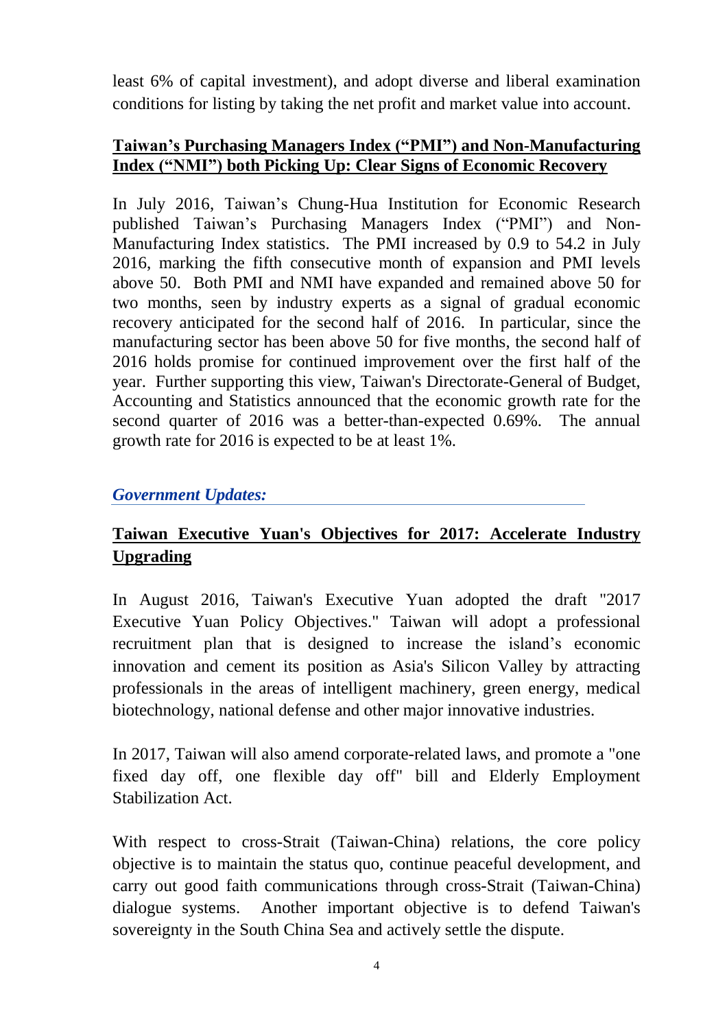least 6% of capital investment), and adopt diverse and liberal examination conditions for listing by taking the net profit and market value into account.

**Taiwan's Purchasing Managers Index ("PMI") and Non-Manufacturing Index ("NMI") both Picking Up: Clear Signs of Economic Recovery**

In July 2016, Taiwan's Chung-Hua Institution for Economic Research published Taiwan's Purchasing Managers Index ("PMI") and Non-Manufacturing Index statistics. The PMI increased by 0.9 to 54.2 in July 2016, marking the fifth consecutive month of expansion and PMI levels above 50. Both PMI and NMI have expanded and remained above 50 for two months, seen by industry experts as a signal of gradual economic recovery anticipated for the second half of 2016. In particular, since the manufacturing sector has been above 50 for five months, the second half of 2016 holds promise for continued improvement over the first half of the year. Further supporting this view, Taiwan's Directorate-General of Budget, Accounting and Statistics announced that the economic growth rate for the second quarter of 2016 was a better-than-expected 0.69%. The annual growth rate for 2016 is expected to be at least 1%.

## *Government Updates:*

**Taiwan Executive Yuan's Objectives for 2017: Accelerate Industry Upgrading**

In August 2016, Taiwan's Executive Yuan adopted the draft "2017 Executive Yuan Policy Objectives." Taiwan will adopt a professional recruitment plan that is designed to increase the island's economic innovation and cement its position as Asia's Silicon Valley by attracting professionals in the areas of intelligent machinery, green energy, medical biotechnology, national defense and other major innovative industries.

In 2017, Taiwan will also amend corporate-related laws, and promote a "one fixed day off, one flexible day off" bill and Elderly Employment Stabilization Act.

With respect to cross-Strait (Taiwan-China) relations, the core policy objective is to maintain the status quo, continue peaceful development, and carry out good faith communications through cross-Strait (Taiwan-China) dialogue systems. Another important objective is to defend Taiwan's sovereignty in the South China Sea and actively settle the dispute.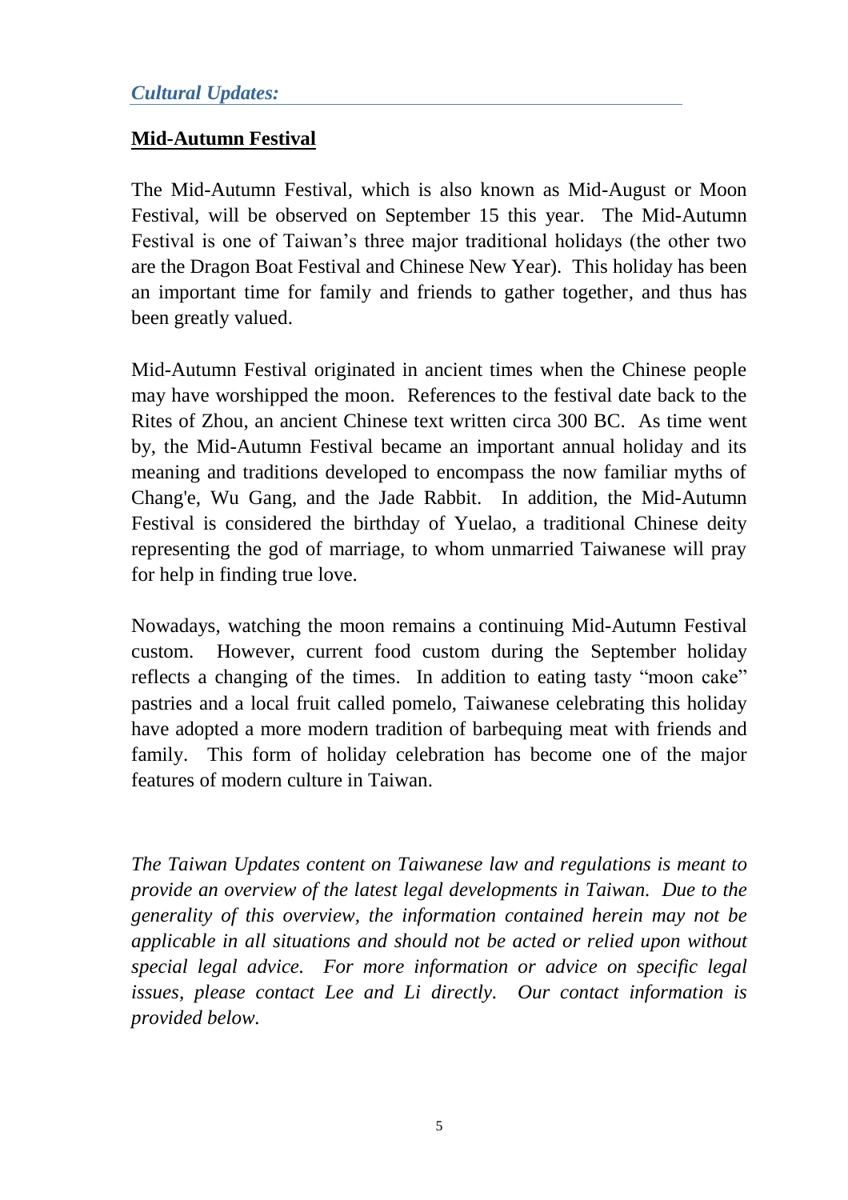*Cultural Updates:*

**Mid-Autumn Festival**

The Mid-Autumn Festival, which is also known as Mid-August or Moon Festival, will be observed on September 15 this year. The Mid-Autumn Festival is one of Taiwan's three major traditional holidays (the other two are the Dragon Boat Festival and Chinese New Year). This holiday has been an important time for family and friends to gather together, and thus has been greatly valued.

Mid-Autumn Festival originated in ancient times when the Chinese people may have worshipped the moon. References to the festival date back to the Rites of Zhou, an ancient Chinese text written circa 300 BC. As time went by, the Mid-Autumn Festival became an important annual holiday and its meaning and traditions developed to encompass the now familiar myths of Chang'e, Wu Gang, and the Jade Rabbit. In addition, the Mid-Autumn Festival is considered the birthday of Yuelao, a traditional Chinese deity representing the god of marriage, to whom unmarried Taiwanese will pray for help in finding true love.

Nowadays, watching the moon remains a continuing Mid-Autumn Festival custom. However, current food custom during the September holiday reflects a changing of the times. In addition to eating tasty "moon cake" pastries and a local fruit called pomelo, Taiwanese celebrating this holiday have adopted a more modern tradition of barbequing meat with friends and family. This form of holiday celebration has become one of the major features of modern culture in Taiwan.

*The Taiwan Updates content on Taiwanese law and regulations is meant to provide an overview of the latest legal developments in Taiwan. Due to the generality of this overview, the information contained herein may not be applicable in all situations and should not be acted or relied upon without special legal advice. For more information or advice on specific legal issues, please contact Lee and Li directly. Our contact information is provided below.*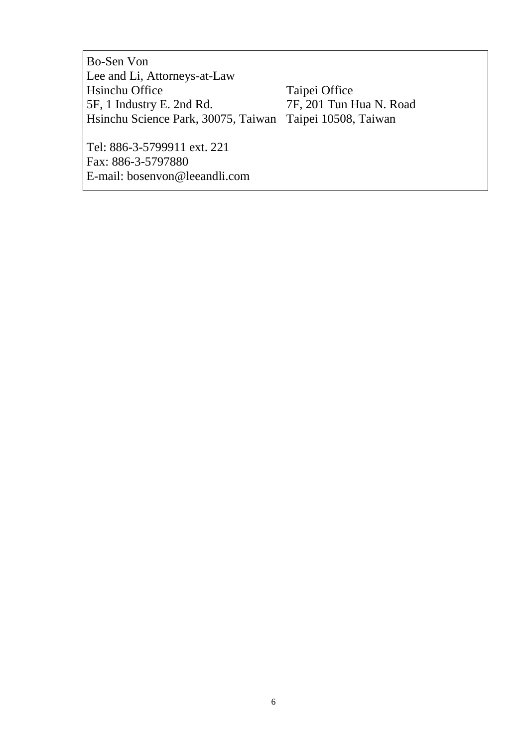Bo-Sen Von
Lee and Li, Attorneys-at-Law

| | |
|---|---|
| Hsinchu Office | Taipei Office |
| 5F, 1 Industry E. 2nd Rd. | 7F, 201 Tun Hua N. Road |
| Hsinchu Science Park, 30075, Taiwan | Taipei 10508, Taiwan |

Tel: 886-3-5799911 ext. 221
Fax: 886-3-5797880
E-mail: bosenvon@leeandli.com